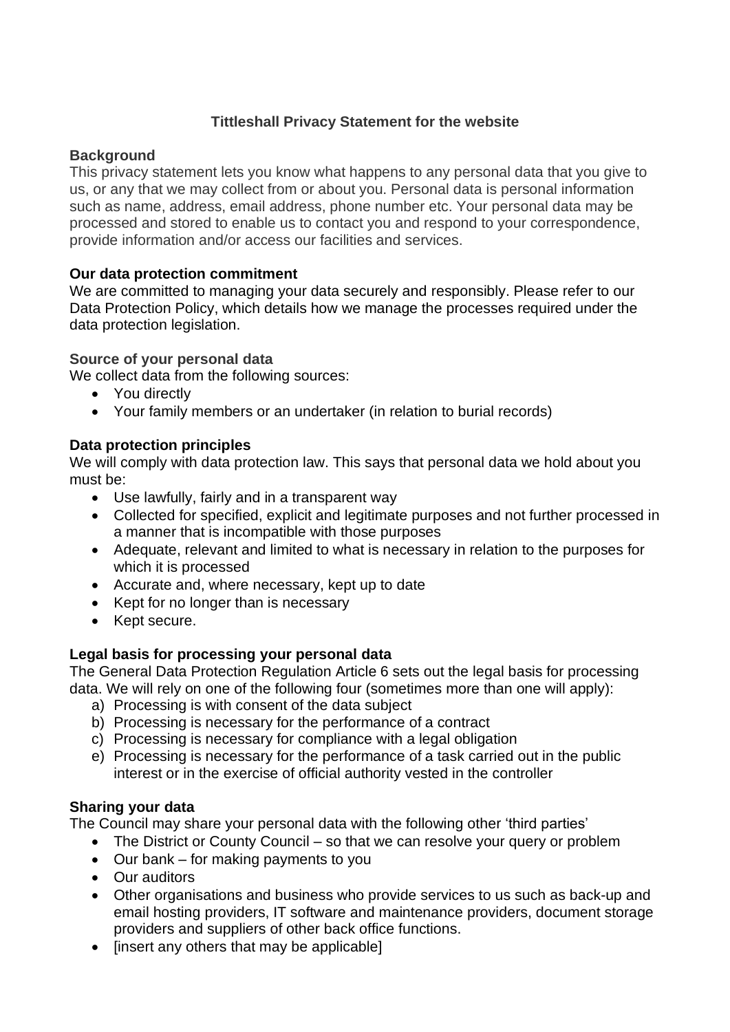# Tittleshall Privacy Statement for the website

## Background

This privacy statement lets you know what happens to any personal data that you give to us, or any that we may collect from or about you. Personal data is personal information such as name, address, email address, phone number etc. Your personal data may be processed and stored to enable us to contact you and respond to your correspondence, provide information and/or access our facilities and services.

## Our data protection commitment

We are committed to managing your data securely and responsibly. Please refer to our Data Protection Policy, which details how we manage the processes required under the data protection legislation.

## Source of your personal data

We collect data from the following sources:

- You directly
- Your family members or an undertaker (in relation to burial records)

## Data protection principles

We will comply with data protection law. This says that personal data we hold about you must be:

- Use lawfully, fairly and in a transparent way
- Collected for specified, explicit and legitimate purposes and not further processed in a manner that is incompatible with those purposes
- Adequate, relevant and limited to what is necessary in relation to the purposes for which it is processed
- Accurate and, where necessary, kept up to date
- Kept for no longer than is necessary
- Kept secure.

## Legal basis for processing your personal data

The General Data Protection Regulation Article 6 sets out the legal basis for processing data. We will rely on one of the following four (sometimes more than one will apply):

a) Processing is with consent of the data subject
b) Processing is necessary for the performance of a contract
c) Processing is necessary for compliance with a legal obligation
e) Processing is necessary for the performance of a task carried out in the public interest or in the exercise of official authority vested in the controller

## Sharing your data

The Council may share your personal data with the following other 'third parties'

- The District or County Council – so that we can resolve your query or problem
- Our bank – for making payments to you
- Our auditors
- Other organisations and business who provide services to us such as back-up and email hosting providers, IT software and maintenance providers, document storage providers and suppliers of other back office functions.
- [insert any others that may be applicable]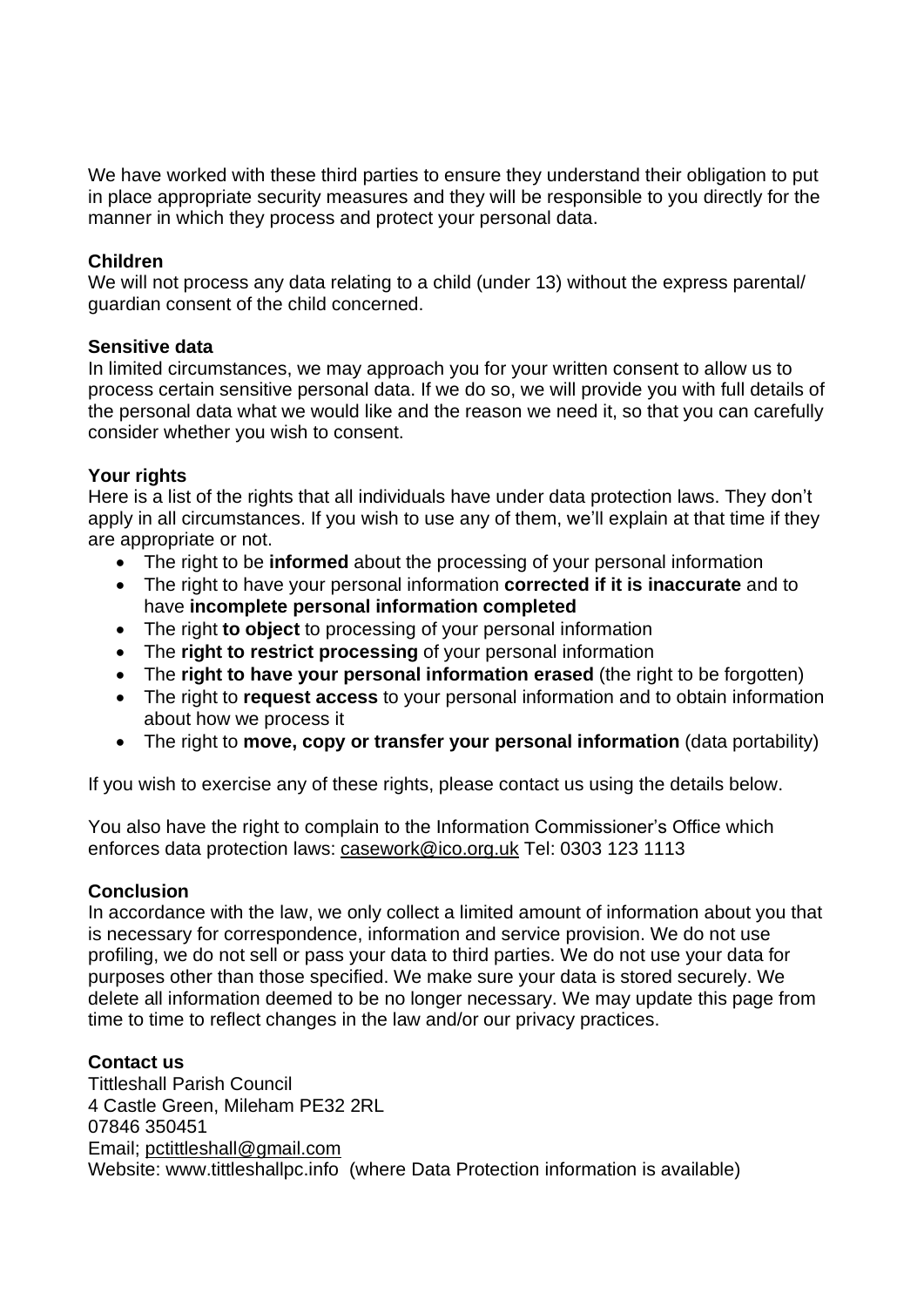We have worked with these third parties to ensure they understand their obligation to put in place appropriate security measures and they will be responsible to you directly for the manner in which they process and protect your personal data.

**Children**
We will not process any data relating to a child (under 13) without the express parental/ guardian consent of the child concerned.

**Sensitive data**
In limited circumstances, we may approach you for your written consent to allow us to process certain sensitive personal data. If we do so, we will provide you with full details of the personal data what we would like and the reason we need it, so that you can carefully consider whether you wish to consent.

**Your rights**
Here is a list of the rights that all individuals have under data protection laws. They don't apply in all circumstances. If you wish to use any of them, we'll explain at that time if they are appropriate or not.

- The right to be **informed** about the processing of your personal information
- The right to have your personal information **corrected if it is inaccurate** and to have **incomplete personal information completed**
- The right **to object** to processing of your personal information
- The **right to restrict processing** of your personal information
- The **right to have your personal information erased** (the right to be forgotten)
- The right to **request access** to your personal information and to obtain information about how we process it
- The right to **move, copy or transfer your personal information** (data portability)

If you wish to exercise any of these rights, please contact us using the details below.

You also have the right to complain to the Information Commissioner's Office which enforces data protection laws: casework@ico.org.uk Tel: 0303 123 1113

**Conclusion**
In accordance with the law, we only collect a limited amount of information about you that is necessary for correspondence, information and service provision. We do not use profiling, we do not sell or pass your data to third parties. We do not use your data for purposes other than those specified. We make sure your data is stored securely. We delete all information deemed to be no longer necessary. We may update this page from time to time to reflect changes in the law and/or our privacy practices.

**Contact us**
Tittleshall Parish Council
4 Castle Green, Mileham PE32 2RL
07846 350451
Email; pctittleshall@gmail.com
Website: www.tittleshallpc.info (where Data Protection information is available)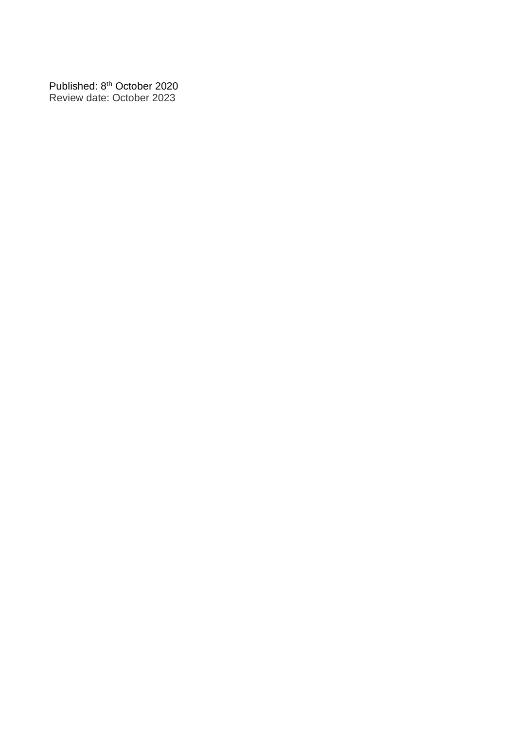Published: 8th October 2020
Review date: October 2023